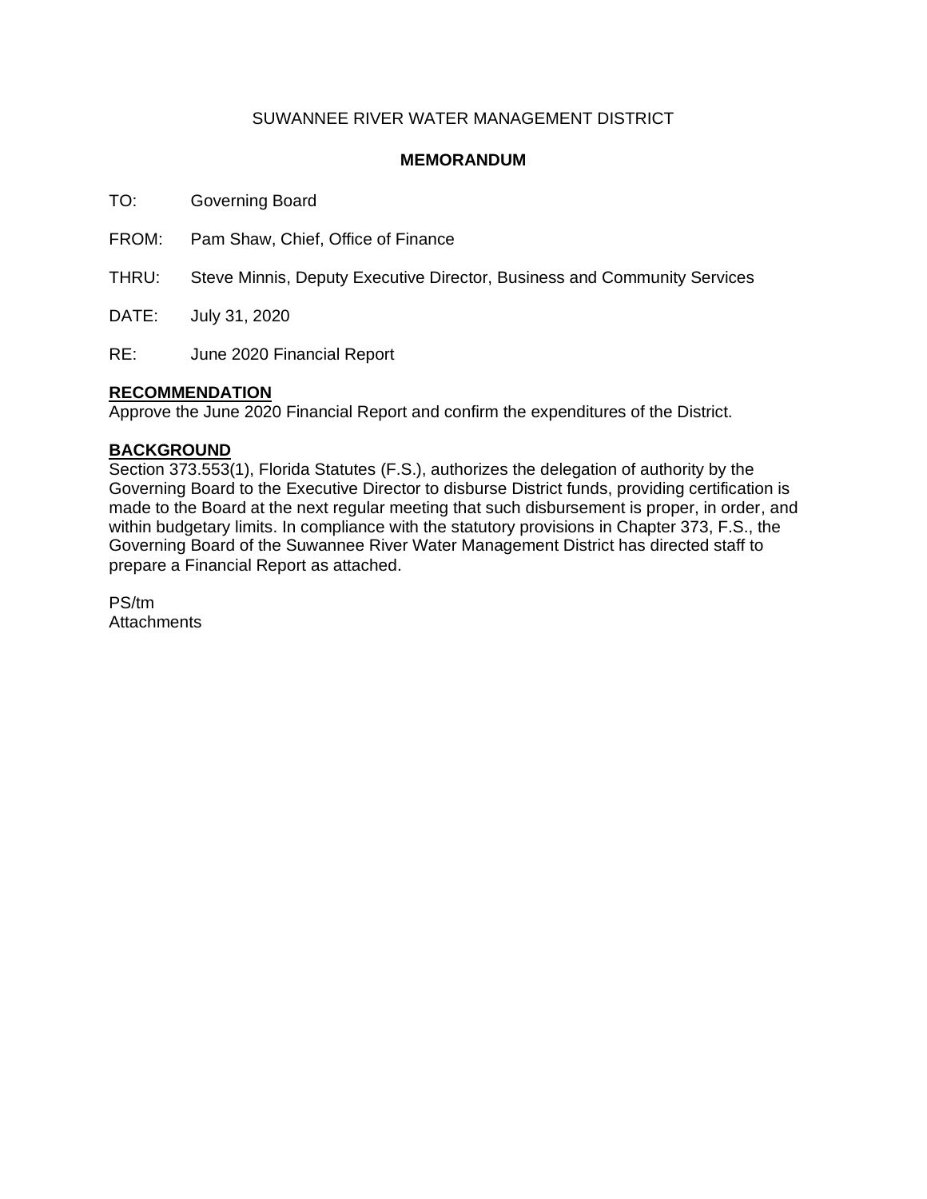SUWANNEE RIVER WATER MANAGEMENT DISTRICT

**MEMORANDUM**

TO: Governing Board

FROM: Pam Shaw, Chief, Office of Finance

THRU: Steve Minnis, Deputy Executive Director, Business and Community Services

DATE: July 31, 2020

RE: June 2020 Financial Report

**RECOMMENDATION**

Approve the June 2020 Financial Report and confirm the expenditures of the District.

**BACKGROUND**

Section 373.553(1), Florida Statutes (F.S.), authorizes the delegation of authority by the Governing Board to the Executive Director to disburse District funds, providing certification is made to the Board at the next regular meeting that such disbursement is proper, in order, and within budgetary limits. In compliance with the statutory provisions in Chapter 373, F.S., the Governing Board of the Suwannee River Water Management District has directed staff to prepare a Financial Report as attached.

PS/tm
Attachments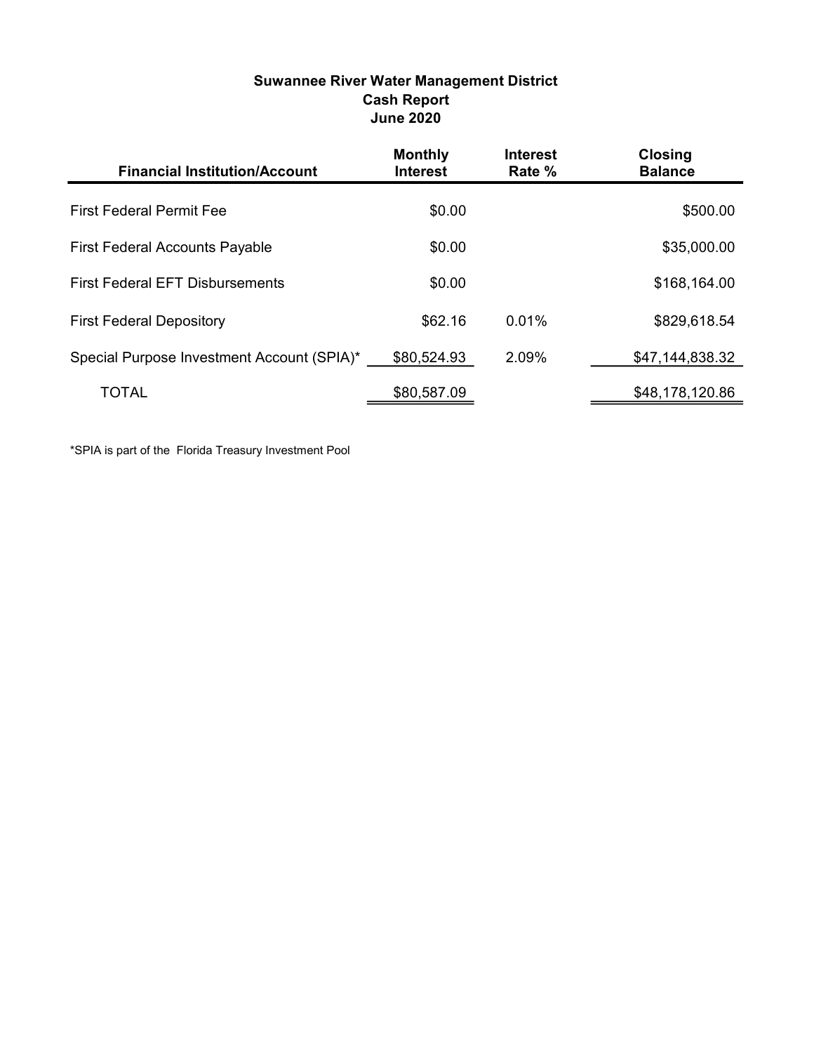**Suwannee River Water Management District**
**Cash Report**
**June 2020**

| Financial Institution/Account | Monthly Interest | Interest Rate % | Closing Balance |
|---|---|---|---|
| First Federal Permit Fee | $0.00 | | $500.00 |
| First Federal Accounts Payable | $0.00 | | $35,000.00 |
| First Federal EFT Disbursements | $0.00 | | $168,164.00 |
| First Federal Depository | $62.16 | 0.01% | $829,618.54 |
| Special Purpose Investment Account (SPIA)* | $80,524.93 | 2.09% | $47,144,838.32 |
| TOTAL | $80,587.09 | | $48,178,120.86 |

*SPIA is part of the Florida Treasury Investment Pool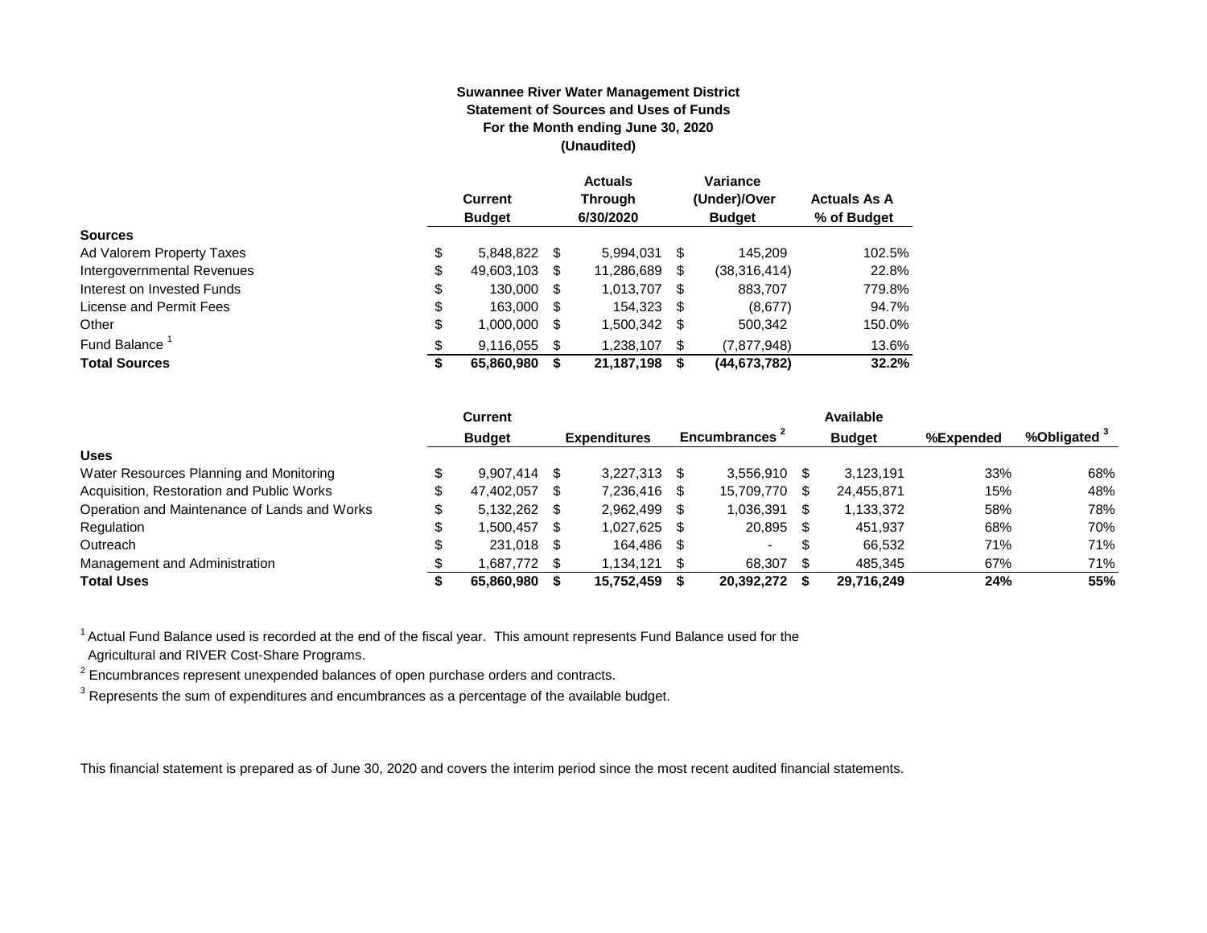**Suwannee River Water Management District**
**Statement of Sources and Uses of Funds**
**For the Month ending June 30, 2020**
**(Unaudited)**

| | Current Budget | Actuals Through 6/30/2020 | Variance (Under)/Over Budget | Actuals As A % of Budget |
|---|---|---|---|---|
| **Sources** | | | | |
| Ad Valorem Property Taxes | $ 5,848,822 | $ 5,994,031 | $ 145,209 | 102.5% |
| Intergovernmental Revenues | $ 49,603,103 | $ 11,286,689 | $ (38,316,414) | 22.8% |
| Interest on Invested Funds | $ 130,000 | $ 1,013,707 | $ 883,707 | 779.8% |
| License and Permit Fees | $ 163,000 | $ 154,323 | $ (8,677) | 94.7% |
| Other | $ 1,000,000 | $ 1,500,342 | $ 500,342 | 150.0% |
| Fund Balance [1] | $ 9,116,055 | $ 1,238,107 | $ (7,877,948) | 13.6% |
| **Total Sources** | **$ 65,860,980** | **$ 21,187,198** | **$ (44,673,782)** | **32.2%** |

| | Current Budget | Expenditures | Encumbrances [2] | Available Budget | %Expended | %Obligated [3] |
|---|---|---|---|---|---|---|
| **Uses** | | | | | | |
| Water Resources Planning and Monitoring | $ 9,907,414 | $ 3,227,313 | $ 3,556,910 | $ 3,123,191 | 33% | 68% |
| Acquisition, Restoration and Public Works | $ 47,402,057 | $ 7,236,416 | $ 15,709,770 | $ 24,455,871 | 15% | 48% |
| Operation and Maintenance of Lands and Works | $ 5,132,262 | $ 2,962,499 | $ 1,036,391 | $ 1,133,372 | 58% | 78% |
| Regulation | $ 1,500,457 | $ 1,027,625 | $ 20,895 | $ 451,937 | 68% | 70% |
| Outreach | $ 231,018 | $ 164,486 | $ - | $ 66,532 | 71% | 71% |
| Management and Administration | $ 1,687,772 | $ 1,134,121 | $ 68,307 | $ 485,345 | 67% | 71% |
| **Total Uses** | **$ 65,860,980** | **$ 15,752,459** | **$ 20,392,272** | **$ 29,716,249** | **24%** | **55%** |

[1] Actual Fund Balance used is recorded at the end of the fiscal year. This amount represents Fund Balance used for the Agricultural and RIVER Cost-Share Programs.

[2] Encumbrances represent unexpended balances of open purchase orders and contracts.

[3] Represents the sum of expenditures and encumbrances as a percentage of the available budget.

This financial statement is prepared as of June 30, 2020 and covers the interim period since the most recent audited financial statements.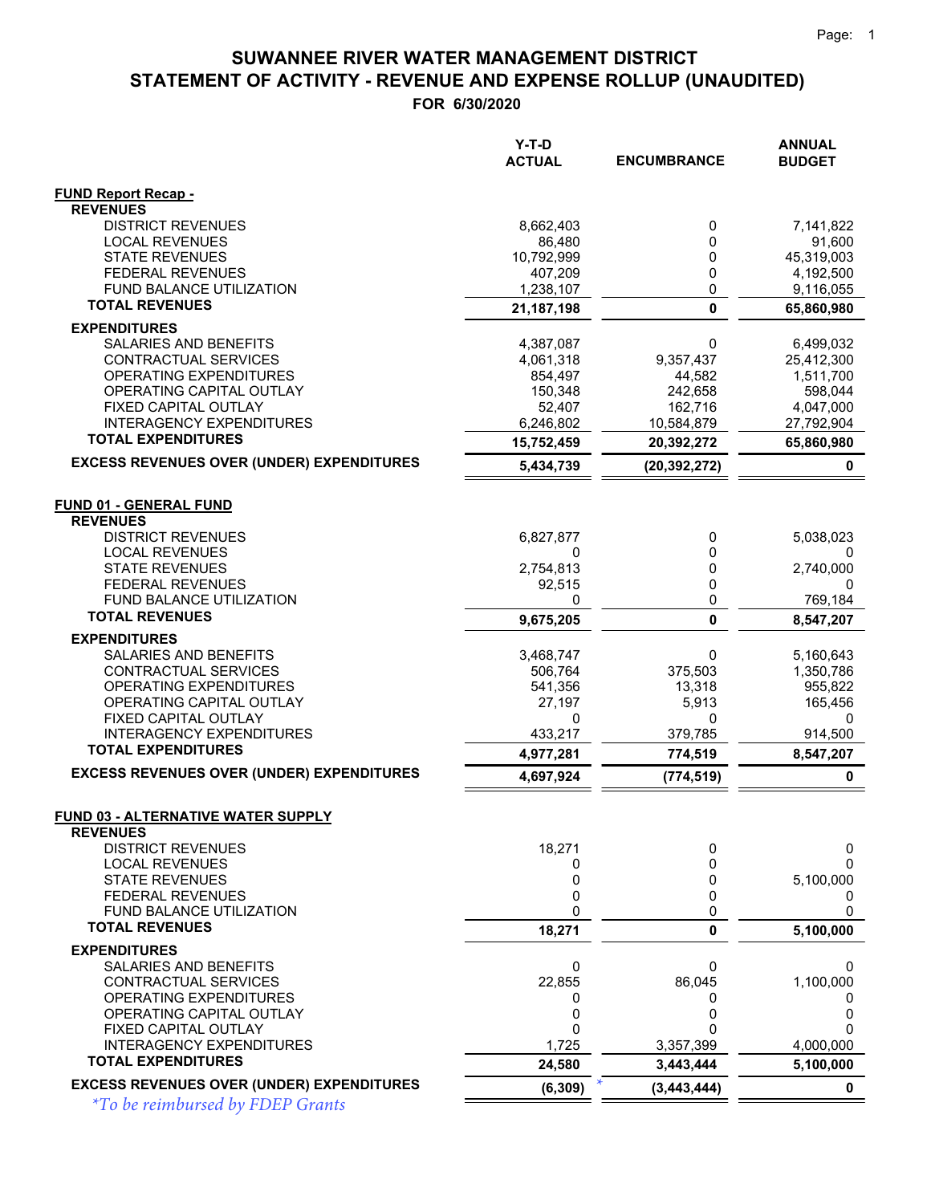# SUWANNEE RIVER WATER MANAGEMENT DISTRICT

## STATEMENT OF ACTIVITY - REVENUE AND EXPENSE ROLLUP (UNAUDITED)

### FOR 6/30/2020

| | Y-T-D ACTUAL | ENCUMBRANCE | ANNUAL BUDGET |
|---|---|---|---|
| **FUND Report Recap -** | | | |
| **REVENUES** | | | |
| DISTRICT REVENUES | 8,662,403 | 0 | 7,141,822 |
| LOCAL REVENUES | 86,480 | 0 | 91,600 |
| STATE REVENUES | 10,792,999 | 0 | 45,319,003 |
| FEDERAL REVENUES | 407,209 | 0 | 4,192,500 |
| FUND BALANCE UTILIZATION | 1,238,107 | 0 | 9,116,055 |
| **TOTAL REVENUES** | **21,187,198** | **0** | **65,860,980** |
| **EXPENDITURES** | | | |
| SALARIES AND BENEFITS | 4,387,087 | 0 | 6,499,032 |
| CONTRACTUAL SERVICES | 4,061,318 | 9,357,437 | 25,412,300 |
| OPERATING EXPENDITURES | 854,497 | 44,582 | 1,511,700 |
| OPERATING CAPITAL OUTLAY | 150,348 | 242,658 | 598,044 |
| FIXED CAPITAL OUTLAY | 52,407 | 162,716 | 4,047,000 |
| INTERAGENCY EXPENDITURES | 6,246,802 | 10,584,879 | 27,792,904 |
| **TOTAL EXPENDITURES** | **15,752,459** | **20,392,272** | **65,860,980** |
| **EXCESS REVENUES OVER (UNDER) EXPENDITURES** | **5,434,739** | **(20,392,272)** | **0** |
| | | | |
| **FUND 01 - GENERAL FUND** | | | |
| **REVENUES** | | | |
| DISTRICT REVENUES | 6,827,877 | 0 | 5,038,023 |
| LOCAL REVENUES | 0 | 0 | 0 |
| STATE REVENUES | 2,754,813 | 0 | 2,740,000 |
| FEDERAL REVENUES | 92,515 | 0 | 0 |
| FUND BALANCE UTILIZATION | 0 | 0 | 769,184 |
| **TOTAL REVENUES** | **9,675,205** | **0** | **8,547,207** |
| **EXPENDITURES** | | | |
| SALARIES AND BENEFITS | 3,468,747 | 0 | 5,160,643 |
| CONTRACTUAL SERVICES | 506,764 | 375,503 | 1,350,786 |
| OPERATING EXPENDITURES | 541,356 | 13,318 | 955,822 |
| OPERATING CAPITAL OUTLAY | 27,197 | 5,913 | 165,456 |
| FIXED CAPITAL OUTLAY | 0 | 0 | 0 |
| INTERAGENCY EXPENDITURES | 433,217 | 379,785 | 914,500 |
| **TOTAL EXPENDITURES** | **4,977,281** | **774,519** | **8,547,207** |
| **EXCESS REVENUES OVER (UNDER) EXPENDITURES** | **4,697,924** | **(774,519)** | **0** |
| | | | |
| **FUND 03 - ALTERNATIVE WATER SUPPLY** | | | |
| **REVENUES** | | | |
| DISTRICT REVENUES | 18,271 | 0 | 0 |
| LOCAL REVENUES | 0 | 0 | 0 |
| STATE REVENUES | 0 | 0 | 5,100,000 |
| FEDERAL REVENUES | 0 | 0 | 0 |
| FUND BALANCE UTILIZATION | 0 | 0 | 0 |
| **TOTAL REVENUES** | **18,271** | **0** | **5,100,000** |
| **EXPENDITURES** | | | |
| SALARIES AND BENEFITS | 0 | 0 | 0 |
| CONTRACTUAL SERVICES | 22,855 | 86,045 | 1,100,000 |
| OPERATING EXPENDITURES | 0 | 0 | 0 |
| OPERATING CAPITAL OUTLAY | 0 | 0 | 0 |
| FIXED CAPITAL OUTLAY | 0 | 0 | 0 |
| INTERAGENCY EXPENDITURES | 1,725 | 3,357,399 | 4,000,000 |
| **TOTAL EXPENDITURES** | **24,580** | **3,443,444** | **5,100,000** |
| **EXCESS REVENUES OVER (UNDER) EXPENDITURES** | **(6,309)** * | **(3,443,444)** | **0** |

*\*To be reimbursed by FDEP Grants*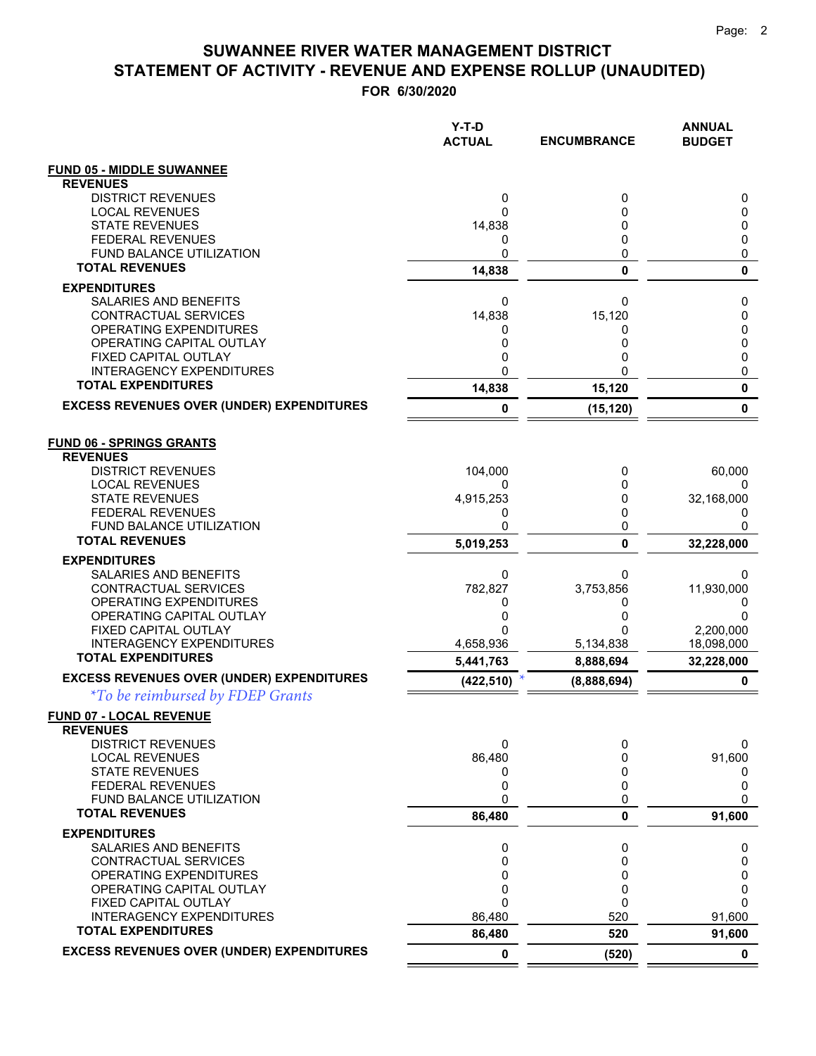# SUWANNEE RIVER WATER MANAGEMENT DISTRICT
## STATEMENT OF ACTIVITY - REVENUE AND EXPENSE ROLLUP (UNAUDITED)
### FOR 6/30/2020

| | Y-T-D ACTUAL | ENCUMBRANCE | ANNUAL BUDGET |
|---|---|---|---|
| **FUND 05 - MIDDLE SUWANNEE** | | | |
| **REVENUES** | | | |
| DISTRICT REVENUES | 0 | 0 | 0 |
| LOCAL REVENUES | 0 | 0 | 0 |
| STATE REVENUES | 14,838 | 0 | 0 |
| FEDERAL REVENUES | 0 | 0 | 0 |
| FUND BALANCE UTILIZATION | 0 | 0 | 0 |
| **TOTAL REVENUES** | **14,838** | **0** | **0** |
| **EXPENDITURES** | | | |
| SALARIES AND BENEFITS | 0 | 0 | 0 |
| CONTRACTUAL SERVICES | 14,838 | 15,120 | 0 |
| OPERATING EXPENDITURES | 0 | 0 | 0 |
| OPERATING CAPITAL OUTLAY | 0 | 0 | 0 |
| FIXED CAPITAL OUTLAY | 0 | 0 | 0 |
| INTERAGENCY EXPENDITURES | 0 | 0 | 0 |
| **TOTAL EXPENDITURES** | **14,838** | **15,120** | **0** |
| **EXCESS REVENUES OVER (UNDER) EXPENDITURES** | **0** | **(15,120)** | **0** |
| **FUND 06 - SPRINGS GRANTS** | | | |
| **REVENUES** | | | |
| DISTRICT REVENUES | 104,000 | 0 | 60,000 |
| LOCAL REVENUES | 0 | 0 | 0 |
| STATE REVENUES | 4,915,253 | 0 | 32,168,000 |
| FEDERAL REVENUES | 0 | 0 | 0 |
| FUND BALANCE UTILIZATION | 0 | 0 | 0 |
| **TOTAL REVENUES** | **5,019,253** | **0** | **32,228,000** |
| **EXPENDITURES** | | | |
| SALARIES AND BENEFITS | 0 | 0 | 0 |
| CONTRACTUAL SERVICES | 782,827 | 3,753,856 | 11,930,000 |
| OPERATING EXPENDITURES | 0 | 0 | 0 |
| OPERATING CAPITAL OUTLAY | 0 | 0 | 0 |
| FIXED CAPITAL OUTLAY | 0 | 0 | 2,200,000 |
| INTERAGENCY EXPENDITURES | 4,658,936 | 5,134,838 | 18,098,000 |
| **TOTAL EXPENDITURES** | **5,441,763** | **8,888,694** | **32,228,000** |
| **EXCESS REVENUES OVER (UNDER) EXPENDITURES** | **(422,510)** * | **(8,888,694)** | **0** |
| *\*To be reimbursed by FDEP Grants* | | | |
| **FUND 07 - LOCAL REVENUE** | | | |
| **REVENUES** | | | |
| DISTRICT REVENUES | 0 | 0 | 0 |
| LOCAL REVENUES | 86,480 | 0 | 91,600 |
| STATE REVENUES | 0 | 0 | 0 |
| FEDERAL REVENUES | 0 | 0 | 0 |
| FUND BALANCE UTILIZATION | 0 | 0 | 0 |
| **TOTAL REVENUES** | **86,480** | **0** | **91,600** |
| **EXPENDITURES** | | | |
| SALARIES AND BENEFITS | 0 | 0 | 0 |
| CONTRACTUAL SERVICES | 0 | 0 | 0 |
| OPERATING EXPENDITURES | 0 | 0 | 0 |
| OPERATING CAPITAL OUTLAY | 0 | 0 | 0 |
| FIXED CAPITAL OUTLAY | 0 | 0 | 0 |
| INTERAGENCY EXPENDITURES | 86,480 | 520 | 91,600 |
| **TOTAL EXPENDITURES** | **86,480** | **520** | **91,600** |
| **EXCESS REVENUES OVER (UNDER) EXPENDITURES** | **0** | **(520)** | **0** |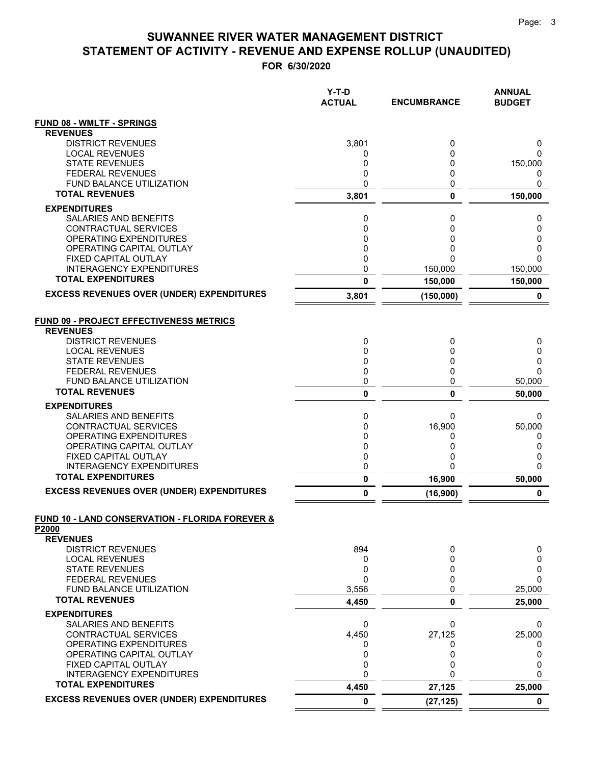# SUWANNEE RIVER WATER MANAGEMENT DISTRICT
# STATEMENT OF ACTIVITY - REVENUE AND EXPENSE ROLLUP (UNAUDITED)
## FOR 6/30/2020

| | Y-T-D ACTUAL | ENCUMBRANCE | ANNUAL BUDGET |
|---|---|---|---|
| **FUND 08 - WMLTF - SPRINGS** | | | |
| **REVENUES** | | | |
| DISTRICT REVENUES | 3,801 | 0 | 0 |
| LOCAL REVENUES | 0 | 0 | 0 |
| STATE REVENUES | 0 | 0 | 150,000 |
| FEDERAL REVENUES | 0 | 0 | 0 |
| FUND BALANCE UTILIZATION | 0 | 0 | 0 |
| **TOTAL REVENUES** | **3,801** | **0** | **150,000** |
| **EXPENDITURES** | | | |
| SALARIES AND BENEFITS | 0 | 0 | 0 |
| CONTRACTUAL SERVICES | 0 | 0 | 0 |
| OPERATING EXPENDITURES | 0 | 0 | 0 |
| OPERATING CAPITAL OUTLAY | 0 | 0 | 0 |
| FIXED CAPITAL OUTLAY | 0 | 0 | 0 |
| INTERAGENCY EXPENDITURES | 0 | 150,000 | 150,000 |
| **TOTAL EXPENDITURES** | **0** | **150,000** | **150,000** |
| **EXCESS REVENUES OVER (UNDER) EXPENDITURES** | **3,801** | **(150,000)** | **0** |
| **FUND 09 - PROJECT EFFECTIVENESS METRICS** | | | |
| **REVENUES** | | | |
| DISTRICT REVENUES | 0 | 0 | 0 |
| LOCAL REVENUES | 0 | 0 | 0 |
| STATE REVENUES | 0 | 0 | 0 |
| FEDERAL REVENUES | 0 | 0 | 0 |
| FUND BALANCE UTILIZATION | 0 | 0 | 50,000 |
| **TOTAL REVENUES** | **0** | **0** | **50,000** |
| **EXPENDITURES** | | | |
| SALARIES AND BENEFITS | 0 | 0 | 0 |
| CONTRACTUAL SERVICES | 0 | 16,900 | 50,000 |
| OPERATING EXPENDITURES | 0 | 0 | 0 |
| OPERATING CAPITAL OUTLAY | 0 | 0 | 0 |
| FIXED CAPITAL OUTLAY | 0 | 0 | 0 |
| INTERAGENCY EXPENDITURES | 0 | 0 | 0 |
| **TOTAL EXPENDITURES** | **0** | **16,900** | **50,000** |
| **EXCESS REVENUES OVER (UNDER) EXPENDITURES** | **0** | **(16,900)** | **0** |
| **FUND 10 - LAND CONSERVATION - FLORIDA FOREVER & P2000** | | | |
| **REVENUES** | | | |
| DISTRICT REVENUES | 894 | 0 | 0 |
| LOCAL REVENUES | 0 | 0 | 0 |
| STATE REVENUES | 0 | 0 | 0 |
| FEDERAL REVENUES | 0 | 0 | 0 |
| FUND BALANCE UTILIZATION | 3,556 | 0 | 25,000 |
| **TOTAL REVENUES** | **4,450** | **0** | **25,000** |
| **EXPENDITURES** | | | |
| SALARIES AND BENEFITS | 0 | 0 | 0 |
| CONTRACTUAL SERVICES | 4,450 | 27,125 | 25,000 |
| OPERATING EXPENDITURES | 0 | 0 | 0 |
| OPERATING CAPITAL OUTLAY | 0 | 0 | 0 |
| FIXED CAPITAL OUTLAY | 0 | 0 | 0 |
| INTERAGENCY EXPENDITURES | 0 | 0 | 0 |
| **TOTAL EXPENDITURES** | **4,450** | **27,125** | **25,000** |
| **EXCESS REVENUES OVER (UNDER) EXPENDITURES** | **0** | **(27,125)** | **0** |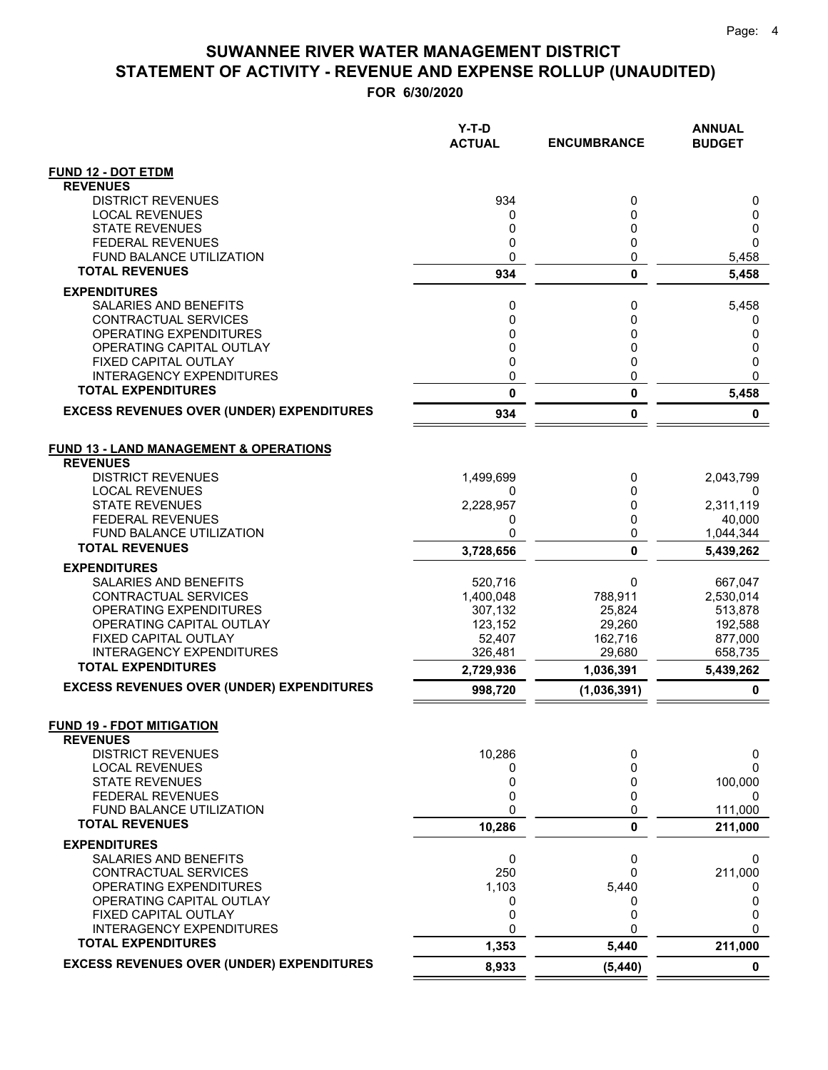# SUWANNEE RIVER WATER MANAGEMENT DISTRICT

## STATEMENT OF ACTIVITY - REVENUE AND EXPENSE ROLLUP (UNAUDITED)

**FOR 6/30/2020**

| | Y-T-D ACTUAL | ENCUMBRANCE | ANNUAL BUDGET |
|---|---|---|---|
| **FUND 12 - DOT ETDM** | | | |
| **REVENUES** | | | |
| DISTRICT REVENUES | 934 | 0 | 0 |
| LOCAL REVENUES | 0 | 0 | 0 |
| STATE REVENUES | 0 | 0 | 0 |
| FEDERAL REVENUES | 0 | 0 | 0 |
| FUND BALANCE UTILIZATION | 0 | 0 | 5,458 |
| **TOTAL REVENUES** | **934** | **0** | **5,458** |
| **EXPENDITURES** | | | |
| SALARIES AND BENEFITS | 0 | 0 | 5,458 |
| CONTRACTUAL SERVICES | 0 | 0 | 0 |
| OPERATING EXPENDITURES | 0 | 0 | 0 |
| OPERATING CAPITAL OUTLAY | 0 | 0 | 0 |
| FIXED CAPITAL OUTLAY | 0 | 0 | 0 |
| INTERAGENCY EXPENDITURES | 0 | 0 | 0 |
| **TOTAL EXPENDITURES** | **0** | **0** | **5,458** |
| **EXCESS REVENUES OVER (UNDER) EXPENDITURES** | **934** | **0** | **0** |
| **FUND 13 - LAND MANAGEMENT & OPERATIONS** | | | |
| **REVENUES** | | | |
| DISTRICT REVENUES | 1,499,699 | 0 | 2,043,799 |
| LOCAL REVENUES | 0 | 0 | 0 |
| STATE REVENUES | 2,228,957 | 0 | 2,311,119 |
| FEDERAL REVENUES | 0 | 0 | 40,000 |
| FUND BALANCE UTILIZATION | 0 | 0 | 1,044,344 |
| **TOTAL REVENUES** | **3,728,656** | **0** | **5,439,262** |
| **EXPENDITURES** | | | |
| SALARIES AND BENEFITS | 520,716 | 0 | 667,047 |
| CONTRACTUAL SERVICES | 1,400,048 | 788,911 | 2,530,014 |
| OPERATING EXPENDITURES | 307,132 | 25,824 | 513,878 |
| OPERATING CAPITAL OUTLAY | 123,152 | 29,260 | 192,588 |
| FIXED CAPITAL OUTLAY | 52,407 | 162,716 | 877,000 |
| INTERAGENCY EXPENDITURES | 326,481 | 29,680 | 658,735 |
| **TOTAL EXPENDITURES** | **2,729,936** | **1,036,391** | **5,439,262** |
| **EXCESS REVENUES OVER (UNDER) EXPENDITURES** | **998,720** | **(1,036,391)** | **0** |
| **FUND 19 - FDOT MITIGATION** | | | |
| **REVENUES** | | | |
| DISTRICT REVENUES | 10,286 | 0 | 0 |
| LOCAL REVENUES | 0 | 0 | 0 |
| STATE REVENUES | 0 | 0 | 100,000 |
| FEDERAL REVENUES | 0 | 0 | 0 |
| FUND BALANCE UTILIZATION | 0 | 0 | 111,000 |
| **TOTAL REVENUES** | **10,286** | **0** | **211,000** |
| **EXPENDITURES** | | | |
| SALARIES AND BENEFITS | 0 | 0 | 0 |
| CONTRACTUAL SERVICES | 250 | 0 | 211,000 |
| OPERATING EXPENDITURES | 1,103 | 5,440 | 0 |
| OPERATING CAPITAL OUTLAY | 0 | 0 | 0 |
| FIXED CAPITAL OUTLAY | 0 | 0 | 0 |
| INTERAGENCY EXPENDITURES | 0 | 0 | 0 |
| **TOTAL EXPENDITURES** | **1,353** | **5,440** | **211,000** |
| **EXCESS REVENUES OVER (UNDER) EXPENDITURES** | **8,933** | **(5,440)** | **0** |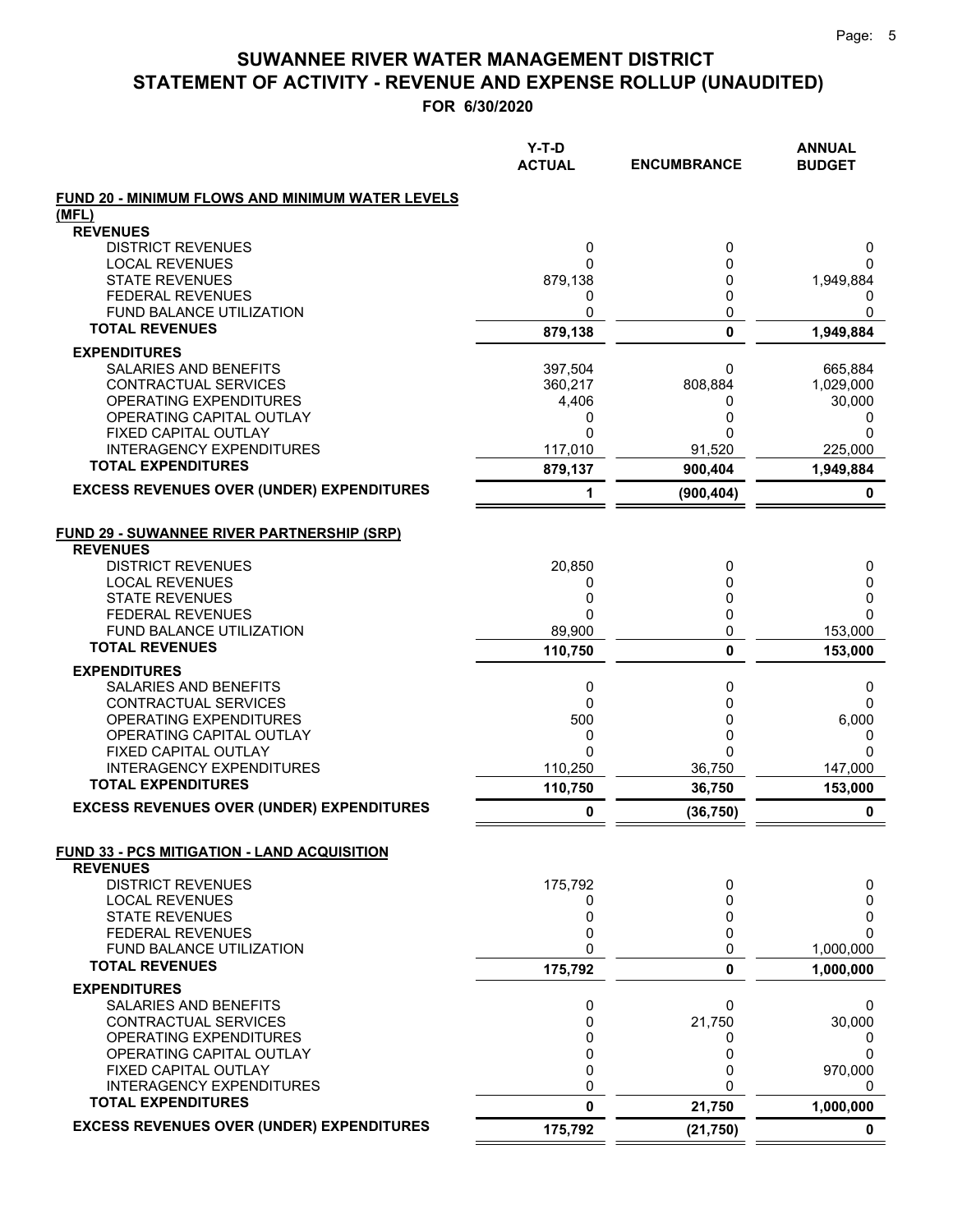# SUWANNEE RIVER WATER MANAGEMENT DISTRICT
## STATEMENT OF ACTIVITY - REVENUE AND EXPENSE ROLLUP (UNAUDITED)
### FOR 6/30/2020

| | Y-T-D ACTUAL | ENCUMBRANCE | ANNUAL BUDGET |
|---|---|---|---|
| **FUND 20 - MINIMUM FLOWS AND MINIMUM WATER LEVELS (MFL)** | | | |
| **REVENUES** | | | |
| DISTRICT REVENUES | 0 | 0 | 0 |
| LOCAL REVENUES | 0 | 0 | 0 |
| STATE REVENUES | 879,138 | 0 | 1,949,884 |
| FEDERAL REVENUES | 0 | 0 | 0 |
| FUND BALANCE UTILIZATION | 0 | 0 | 0 |
| **TOTAL REVENUES** | **879,138** | **0** | **1,949,884** |
| **EXPENDITURES** | | | |
| SALARIES AND BENEFITS | 397,504 | 0 | 665,884 |
| CONTRACTUAL SERVICES | 360,217 | 808,884 | 1,029,000 |
| OPERATING EXPENDITURES | 4,406 | 0 | 30,000 |
| OPERATING CAPITAL OUTLAY | 0 | 0 | 0 |
| FIXED CAPITAL OUTLAY | 0 | 0 | 0 |
| INTERAGENCY EXPENDITURES | 117,010 | 91,520 | 225,000 |
| **TOTAL EXPENDITURES** | **879,137** | **900,404** | **1,949,884** |
| **EXCESS REVENUES OVER (UNDER) EXPENDITURES** | **1** | **(900,404)** | **0** |
| | | | |
| **FUND 29 - SUWANNEE RIVER PARTNERSHIP (SRP)** | | | |
| **REVENUES** | | | |
| DISTRICT REVENUES | 20,850 | 0 | 0 |
| LOCAL REVENUES | 0 | 0 | 0 |
| STATE REVENUES | 0 | 0 | 0 |
| FEDERAL REVENUES | 0 | 0 | 0 |
| FUND BALANCE UTILIZATION | 89,900 | 0 | 153,000 |
| **TOTAL REVENUES** | **110,750** | **0** | **153,000** |
| **EXPENDITURES** | | | |
| SALARIES AND BENEFITS | 0 | 0 | 0 |
| CONTRACTUAL SERVICES | 0 | 0 | 0 |
| OPERATING EXPENDITURES | 500 | 0 | 6,000 |
| OPERATING CAPITAL OUTLAY | 0 | 0 | 0 |
| FIXED CAPITAL OUTLAY | 0 | 0 | 0 |
| INTERAGENCY EXPENDITURES | 110,250 | 36,750 | 147,000 |
| **TOTAL EXPENDITURES** | **110,750** | **36,750** | **153,000** |
| **EXCESS REVENUES OVER (UNDER) EXPENDITURES** | **0** | **(36,750)** | **0** |
| | | | |
| **FUND 33 - PCS MITIGATION - LAND ACQUISITION** | | | |
| **REVENUES** | | | |
| DISTRICT REVENUES | 175,792 | 0 | 0 |
| LOCAL REVENUES | 0 | 0 | 0 |
| STATE REVENUES | 0 | 0 | 0 |
| FEDERAL REVENUES | 0 | 0 | 0 |
| FUND BALANCE UTILIZATION | 0 | 0 | 1,000,000 |
| **TOTAL REVENUES** | **175,792** | **0** | **1,000,000** |
| **EXPENDITURES** | | | |
| SALARIES AND BENEFITS | 0 | 0 | 0 |
| CONTRACTUAL SERVICES | 0 | 21,750 | 30,000 |
| OPERATING EXPENDITURES | 0 | 0 | 0 |
| OPERATING CAPITAL OUTLAY | 0 | 0 | 0 |
| FIXED CAPITAL OUTLAY | 0 | 0 | 970,000 |
| INTERAGENCY EXPENDITURES | 0 | 0 | 0 |
| **TOTAL EXPENDITURES** | **0** | **21,750** | **1,000,000** |
| **EXCESS REVENUES OVER (UNDER) EXPENDITURES** | **175,792** | **(21,750)** | **0** |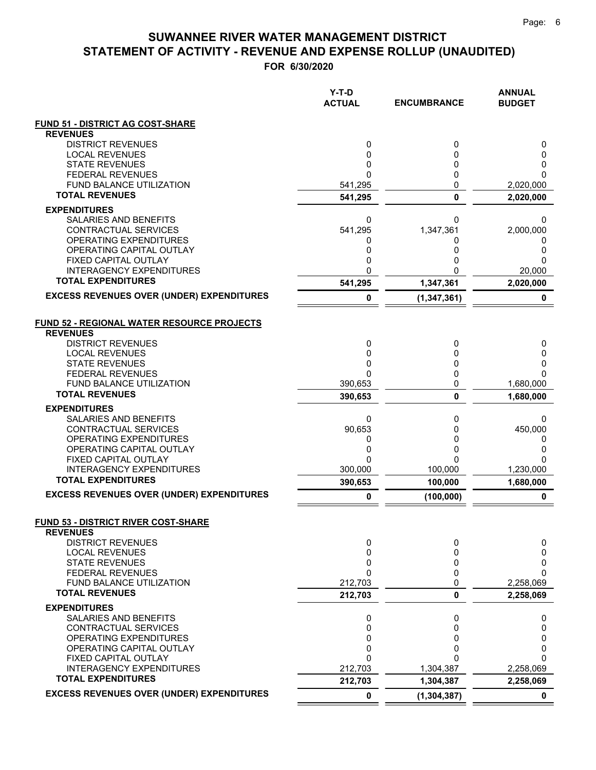# SUWANNEE RIVER WATER MANAGEMENT DISTRICT
## STATEMENT OF ACTIVITY - REVENUE AND EXPENSE ROLLUP (UNAUDITED)
### FOR 6/30/2020

| | Y-T-D ACTUAL | ENCUMBRANCE | ANNUAL BUDGET |
|---|---|---|---|
| **FUND 51 - DISTRICT AG COST-SHARE** | | | |
| **REVENUES** | | | |
| DISTRICT REVENUES | 0 | 0 | 0 |
| LOCAL REVENUES | 0 | 0 | 0 |
| STATE REVENUES | 0 | 0 | 0 |
| FEDERAL REVENUES | 0 | 0 | 0 |
| FUND BALANCE UTILIZATION | 541,295 | 0 | 2,020,000 |
| **TOTAL REVENUES** | **541,295** | **0** | **2,020,000** |
| **EXPENDITURES** | | | |
| SALARIES AND BENEFITS | 0 | 0 | 0 |
| CONTRACTUAL SERVICES | 541,295 | 1,347,361 | 2,000,000 |
| OPERATING EXPENDITURES | 0 | 0 | 0 |
| OPERATING CAPITAL OUTLAY | 0 | 0 | 0 |
| FIXED CAPITAL OUTLAY | 0 | 0 | 0 |
| INTERAGENCY EXPENDITURES | 0 | 0 | 20,000 |
| **TOTAL EXPENDITURES** | **541,295** | **1,347,361** | **2,020,000** |
| **EXCESS REVENUES OVER (UNDER) EXPENDITURES** | **0** | **(1,347,361)** | **0** |
| **FUND 52 - REGIONAL WATER RESOURCE PROJECTS** | | | |
| **REVENUES** | | | |
| DISTRICT REVENUES | 0 | 0 | 0 |
| LOCAL REVENUES | 0 | 0 | 0 |
| STATE REVENUES | 0 | 0 | 0 |
| FEDERAL REVENUES | 0 | 0 | 0 |
| FUND BALANCE UTILIZATION | 390,653 | 0 | 1,680,000 |
| **TOTAL REVENUES** | **390,653** | **0** | **1,680,000** |
| **EXPENDITURES** | | | |
| SALARIES AND BENEFITS | 0 | 0 | 0 |
| CONTRACTUAL SERVICES | 90,653 | 0 | 450,000 |
| OPERATING EXPENDITURES | 0 | 0 | 0 |
| OPERATING CAPITAL OUTLAY | 0 | 0 | 0 |
| FIXED CAPITAL OUTLAY | 0 | 0 | 0 |
| INTERAGENCY EXPENDITURES | 300,000 | 100,000 | 1,230,000 |
| **TOTAL EXPENDITURES** | **390,653** | **100,000** | **1,680,000** |
| **EXCESS REVENUES OVER (UNDER) EXPENDITURES** | **0** | **(100,000)** | **0** |
| **FUND 53 - DISTRICT RIVER COST-SHARE** | | | |
| **REVENUES** | | | |
| DISTRICT REVENUES | 0 | 0 | 0 |
| LOCAL REVENUES | 0 | 0 | 0 |
| STATE REVENUES | 0 | 0 | 0 |
| FEDERAL REVENUES | 0 | 0 | 0 |
| FUND BALANCE UTILIZATION | 212,703 | 0 | 2,258,069 |
| **TOTAL REVENUES** | **212,703** | **0** | **2,258,069** |
| **EXPENDITURES** | | | |
| SALARIES AND BENEFITS | 0 | 0 | 0 |
| CONTRACTUAL SERVICES | 0 | 0 | 0 |
| OPERATING EXPENDITURES | 0 | 0 | 0 |
| OPERATING CAPITAL OUTLAY | 0 | 0 | 0 |
| FIXED CAPITAL OUTLAY | 0 | 0 | 0 |
| INTERAGENCY EXPENDITURES | 212,703 | 1,304,387 | 2,258,069 |
| **TOTAL EXPENDITURES** | **212,703** | **1,304,387** | **2,258,069** |
| **EXCESS REVENUES OVER (UNDER) EXPENDITURES** | **0** | **(1,304,387)** | **0** |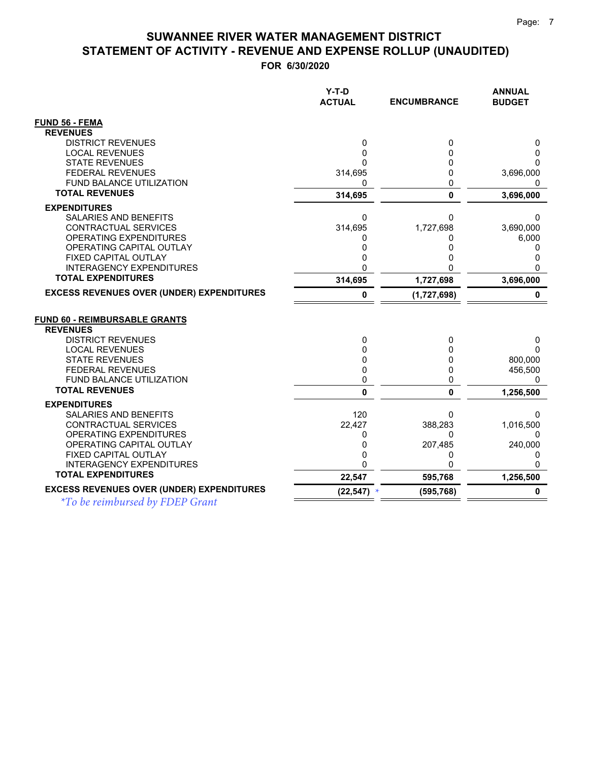# SUWANNEE RIVER WATER MANAGEMENT DISTRICT
# STATEMENT OF ACTIVITY - REVENUE AND EXPENSE ROLLUP (UNAUDITED)
**FOR 6/30/2020**

| | Y-T-D ACTUAL | ENCUMBRANCE | ANNUAL BUDGET |
|---|---|---|---|
| **FUND 56 - FEMA** | | | |
| **REVENUES** | | | |
| DISTRICT REVENUES | 0 | 0 | 0 |
| LOCAL REVENUES | 0 | 0 | 0 |
| STATE REVENUES | 0 | 0 | 0 |
| FEDERAL REVENUES | 314,695 | 0 | 3,696,000 |
| FUND BALANCE UTILIZATION | 0 | 0 | 0 |
| **TOTAL REVENUES** | **314,695** | **0** | **3,696,000** |
| **EXPENDITURES** | | | |
| SALARIES AND BENEFITS | 0 | 0 | 0 |
| CONTRACTUAL SERVICES | 314,695 | 1,727,698 | 3,690,000 |
| OPERATING EXPENDITURES | 0 | 0 | 6,000 |
| OPERATING CAPITAL OUTLAY | 0 | 0 | 0 |
| FIXED CAPITAL OUTLAY | 0 | 0 | 0 |
| INTERAGENCY EXPENDITURES | 0 | 0 | 0 |
| **TOTAL EXPENDITURES** | **314,695** | **1,727,698** | **3,696,000** |
| **EXCESS REVENUES OVER (UNDER) EXPENDITURES** | **0** | **(1,727,698)** | **0** |
| **FUND 60 - REIMBURSABLE GRANTS** | | | |
| **REVENUES** | | | |
| DISTRICT REVENUES | 0 | 0 | 0 |
| LOCAL REVENUES | 0 | 0 | 0 |
| STATE REVENUES | 0 | 0 | 800,000 |
| FEDERAL REVENUES | 0 | 0 | 456,500 |
| FUND BALANCE UTILIZATION | 0 | 0 | 0 |
| **TOTAL REVENUES** | **0** | **0** | **1,256,500** |
| **EXPENDITURES** | | | |
| SALARIES AND BENEFITS | 120 | 0 | 0 |
| CONTRACTUAL SERVICES | 22,427 | 388,283 | 1,016,500 |
| OPERATING EXPENDITURES | 0 | 0 | 0 |
| OPERATING CAPITAL OUTLAY | 0 | 207,485 | 240,000 |
| FIXED CAPITAL OUTLAY | 0 | 0 | 0 |
| INTERAGENCY EXPENDITURES | 0 | 0 | 0 |
| **TOTAL EXPENDITURES** | **22,547** | **595,768** | **1,256,500** |
| **EXCESS REVENUES OVER (UNDER) EXPENDITURES** | **(22,547)** * | **(595,768)** | **0** |

*\*To be reimbursed by FDEP Grant*